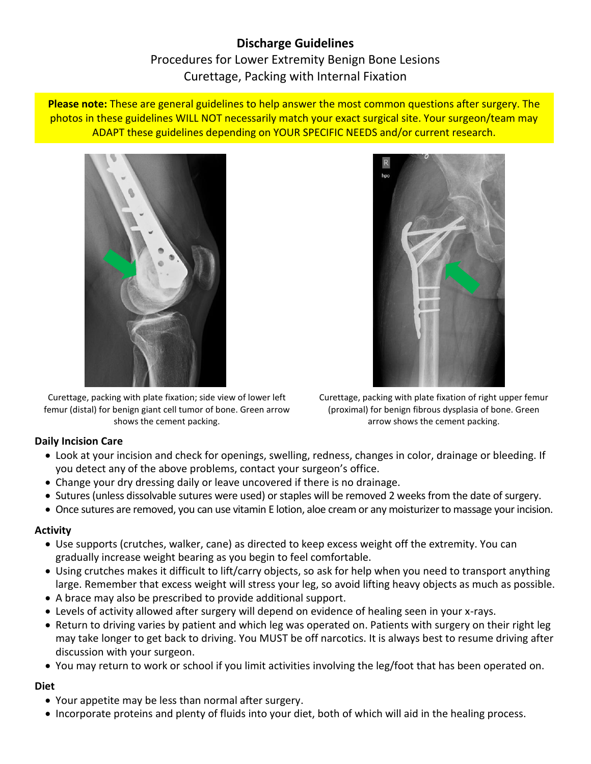# Discharge Guidelines

Procedures for Lower Extremity Benign Bone Lesions
Curettage, Packing with Internal Fixation

**Please note:** These are general guidelines to help answer the most common questions after surgery. The photos in these guidelines WILL NOT necessarily match your exact surgical site. Your surgeon/team may ADAPT these guidelines depending on YOUR SPECIFIC NEEDS and/or current research.

Curettage, packing with plate fixation; side view of lower left femur (distal) for benign giant cell tumor of bone. Green arrow shows the cement packing.

Curettage, packing with plate fixation of right upper femur (proximal) for benign fibrous dysplasia of bone. Green arrow shows the cement packing.

## Daily Incision Care

- Look at your incision and check for openings, swelling, redness, changes in color, drainage or bleeding. If you detect any of the above problems, contact your surgeon's office.
- Change your dry dressing daily or leave uncovered if there is no drainage.
- Sutures (unless dissolvable sutures were used) or staples will be removed 2 weeks from the date of surgery.
- Once sutures are removed, you can use vitamin E lotion, aloe cream or any moisturizer to massage your incision.

## Activity

- Use supports (crutches, walker, cane) as directed to keep excess weight off the extremity. You can gradually increase weight bearing as you begin to feel comfortable.
- Using crutches makes it difficult to lift/carry objects, so ask for help when you need to transport anything large. Remember that excess weight will stress your leg, so avoid lifting heavy objects as much as possible.
- A brace may also be prescribed to provide additional support.
- Levels of activity allowed after surgery will depend on evidence of healing seen in your x-rays.
- Return to driving varies by patient and which leg was operated on. Patients with surgery on their right leg may take longer to get back to driving. You MUST be off narcotics. It is always best to resume driving after discussion with your surgeon.
- You may return to work or school if you limit activities involving the leg/foot that has been operated on.

## Diet

- Your appetite may be less than normal after surgery.
- Incorporate proteins and plenty of fluids into your diet, both of which will aid in the healing process.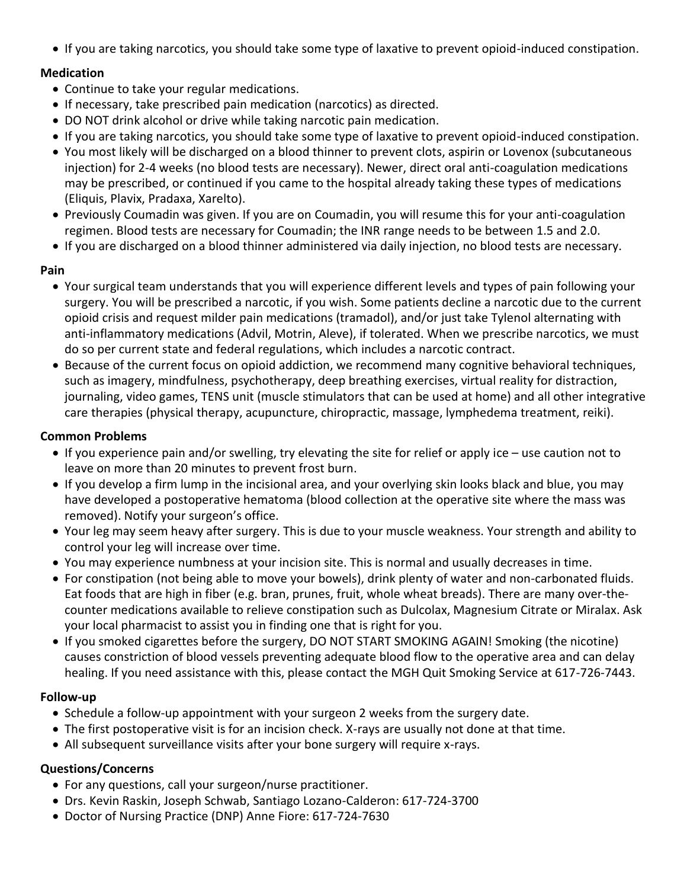- If you are taking narcotics, you should take some type of laxative to prevent opioid-induced constipation.

**Medication**

- Continue to take your regular medications.
- If necessary, take prescribed pain medication (narcotics) as directed.
- DO NOT drink alcohol or drive while taking narcotic pain medication.
- If you are taking narcotics, you should take some type of laxative to prevent opioid-induced constipation.
- You most likely will be discharged on a blood thinner to prevent clots, aspirin or Lovenox (subcutaneous injection) for 2-4 weeks (no blood tests are necessary). Newer, direct oral anti-coagulation medications may be prescribed, or continued if you came to the hospital already taking these types of medications (Eliquis, Plavix, Pradaxa, Xarelto).
- Previously Coumadin was given. If you are on Coumadin, you will resume this for your anti-coagulation regimen. Blood tests are necessary for Coumadin; the INR range needs to be between 1.5 and 2.0.
- If you are discharged on a blood thinner administered via daily injection, no blood tests are necessary.

**Pain**

- Your surgical team understands that you will experience different levels and types of pain following your surgery. You will be prescribed a narcotic, if you wish. Some patients decline a narcotic due to the current opioid crisis and request milder pain medications (tramadol), and/or just take Tylenol alternating with anti-inflammatory medications (Advil, Motrin, Aleve), if tolerated. When we prescribe narcotics, we must do so per current state and federal regulations, which includes a narcotic contract.
- Because of the current focus on opioid addiction, we recommend many cognitive behavioral techniques, such as imagery, mindfulness, psychotherapy, deep breathing exercises, virtual reality for distraction, journaling, video games, TENS unit (muscle stimulators that can be used at home) and all other integrative care therapies (physical therapy, acupuncture, chiropractic, massage, lymphedema treatment, reiki).

**Common Problems**

- If you experience pain and/or swelling, try elevating the site for relief or apply ice – use caution not to leave on more than 20 minutes to prevent frost burn.
- If you develop a firm lump in the incisional area, and your overlying skin looks black and blue, you may have developed a postoperative hematoma (blood collection at the operative site where the mass was removed). Notify your surgeon's office.
- Your leg may seem heavy after surgery. This is due to your muscle weakness. Your strength and ability to control your leg will increase over time.
- You may experience numbness at your incision site. This is normal and usually decreases in time.
- For constipation (not being able to move your bowels), drink plenty of water and non-carbonated fluids. Eat foods that are high in fiber (e.g. bran, prunes, fruit, whole wheat breads). There are many over-the-counter medications available to relieve constipation such as Dulcolax, Magnesium Citrate or Miralax. Ask your local pharmacist to assist you in finding one that is right for you.
- If you smoked cigarettes before the surgery, DO NOT START SMOKING AGAIN! Smoking (the nicotine) causes constriction of blood vessels preventing adequate blood flow to the operative area and can delay healing. If you need assistance with this, please contact the MGH Quit Smoking Service at 617-726-7443.

**Follow-up**

- Schedule a follow-up appointment with your surgeon 2 weeks from the surgery date.
- The first postoperative visit is for an incision check. X-rays are usually not done at that time.
- All subsequent surveillance visits after your bone surgery will require x-rays.

**Questions/Concerns**

- For any questions, call your surgeon/nurse practitioner.
- Drs. Kevin Raskin, Joseph Schwab, Santiago Lozano-Calderon: 617-724-3700
- Doctor of Nursing Practice (DNP) Anne Fiore: 617-724-7630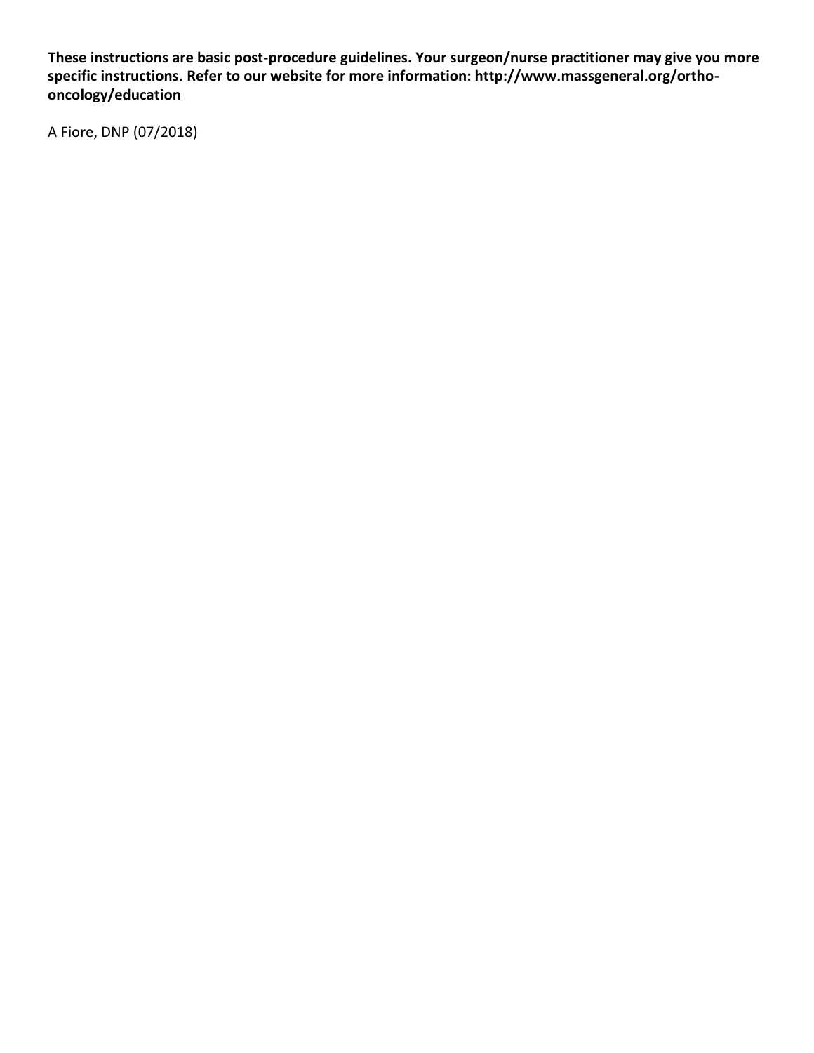**These instructions are basic post-procedure guidelines. Your surgeon/nurse practitioner may give you more specific instructions. Refer to our website for more information: http://www.massgeneral.org/ortho-oncology/education**

A Fiore, DNP (07/2018)